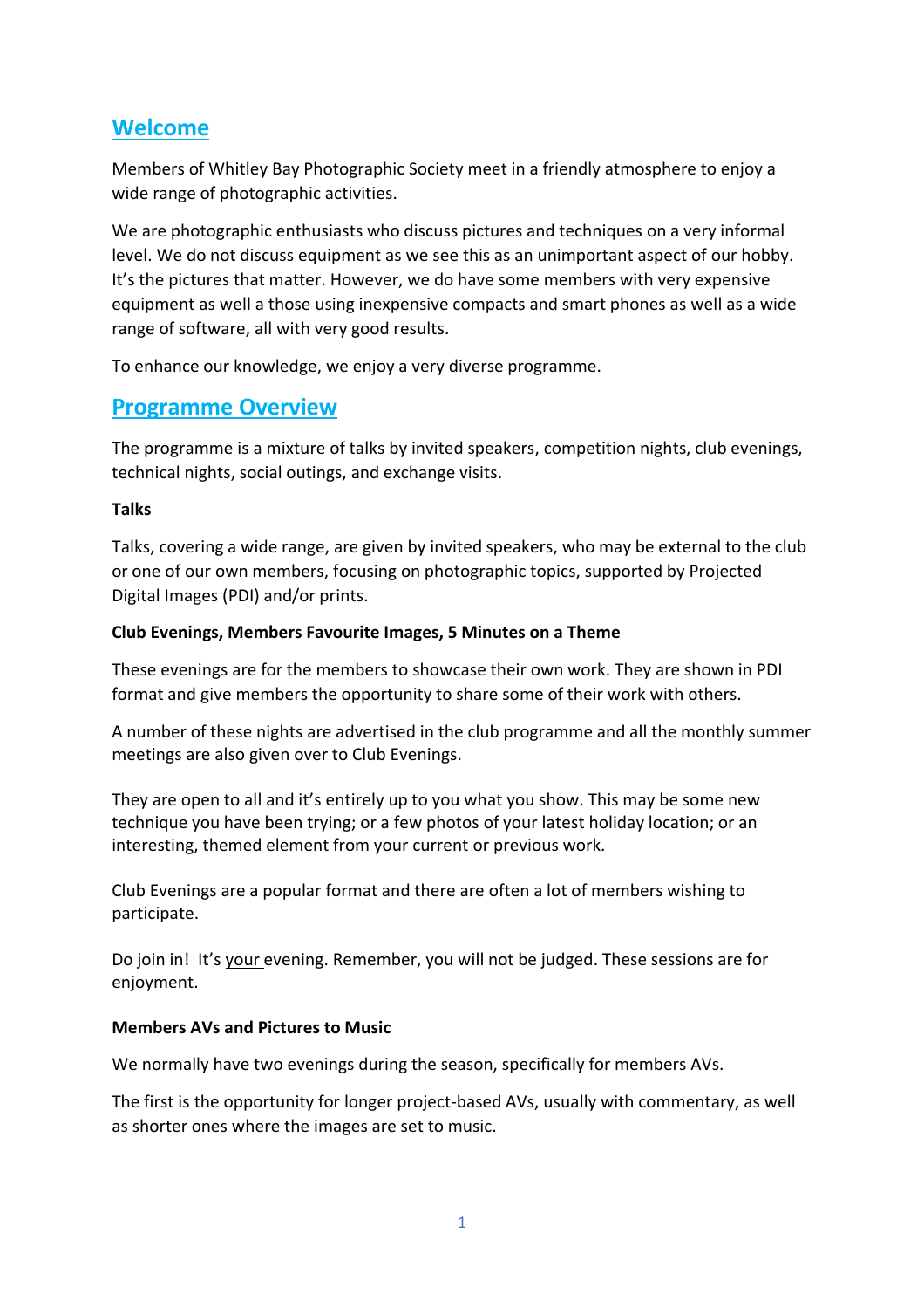## Welcome

Members of Whitley Bay Photographic Society meet in a friendly atmosphere to enjoy a wide range of photographic activities.

We are photographic enthusiasts who discuss pictures and techniques on a very informal level. We do not discuss equipment as we see this as an unimportant aspect of our hobby. It's the pictures that matter. However, we do have some members with very expensive equipment as well a those using inexpensive compacts and smart phones as well as a wide range of software, all with very good results.

To enhance our knowledge, we enjoy a very diverse programme.

## Programme Overview

The programme is a mixture of talks by invited speakers, competition nights, club evenings, technical nights, social outings, and exchange visits.

### Talks

Talks, covering a wide range, are given by invited speakers, who may be external to the club or one of our own members, focusing on photographic topics, supported by Projected Digital Images (PDI) and/or prints.

### Club Evenings, Members Favourite Images, 5 Minutes on a Theme

These evenings are for the members to showcase their own work. They are shown in PDI format and give members the opportunity to share some of their work with others.

A number of these nights are advertised in the club programme and all the monthly summer meetings are also given over to Club Evenings.

They are open to all and it's entirely up to you what you show. This may be some new technique you have been trying; or a few photos of your latest holiday location; or an interesting, themed element from your current or previous work.

Club Evenings are a popular format and there are often a lot of members wishing to participate.

Do join in! It's your evening. Remember, you will not be judged. These sessions are for enjoyment.

### Members AVs and Pictures to Music

We normally have two evenings during the season, specifically for members AVs.

The first is the opportunity for longer project-based AVs, usually with commentary, as well as shorter ones where the images are set to music.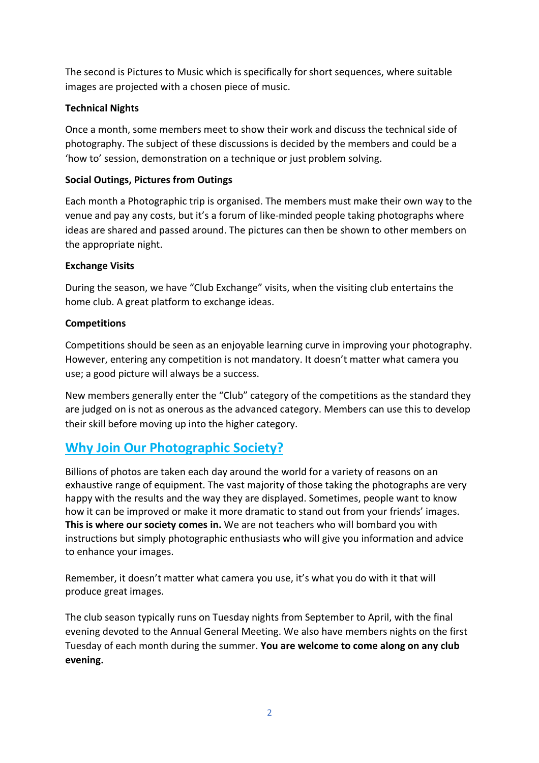The second is Pictures to Music which is specifically for short sequences, where suitable images are projected with a chosen piece of music.

**Technical Nights**

Once a month, some members meet to show their work and discuss the technical side of photography. The subject of these discussions is decided by the members and could be a 'how to' session, demonstration on a technique or just problem solving.

**Social Outings, Pictures from Outings**

Each month a Photographic trip is organised. The members must make their own way to the venue and pay any costs, but it's a forum of like-minded people taking photographs where ideas are shared and passed around. The pictures can then be shown to other members on the appropriate night.

**Exchange Visits**

During the season, we have "Club Exchange" visits, when the visiting club entertains the home club. A great platform to exchange ideas.

**Competitions**

Competitions should be seen as an enjoyable learning curve in improving your photography. However, entering any competition is not mandatory. It doesn't matter what camera you use; a good picture will always be a success.

New members generally enter the "Club" category of the competitions as the standard they are judged on is not as onerous as the advanced category. Members can use this to develop their skill before moving up into the higher category.

## Why Join Our Photographic Society?

Billions of photos are taken each day around the world for a variety of reasons on an exhaustive range of equipment. The vast majority of those taking the photographs are very happy with the results and the way they are displayed. Sometimes, people want to know how it can be improved or make it more dramatic to stand out from your friends' images. **This is where our society comes in.** We are not teachers who will bombard you with instructions but simply photographic enthusiasts who will give you information and advice to enhance your images.

Remember, it doesn't matter what camera you use, it's what you do with it that will produce great images.

The club season typically runs on Tuesday nights from September to April, with the final evening devoted to the Annual General Meeting. We also have members nights on the first Tuesday of each month during the summer. **You are welcome to come along on any club evening.**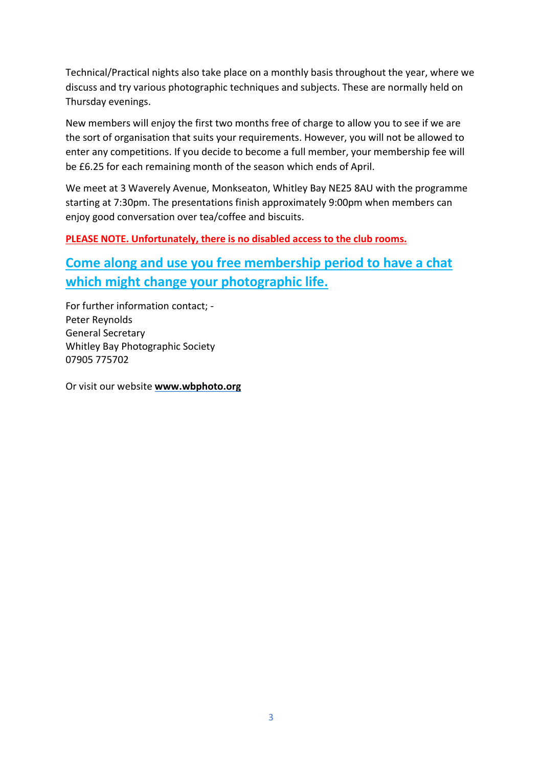Technical/Practical nights also take place on a monthly basis throughout the year, where we discuss and try various photographic techniques and subjects. These are normally held on Thursday evenings.

New members will enjoy the first two months free of charge to allow you to see if we are the sort of organisation that suits your requirements. However, you will not be allowed to enter any competitions. If you decide to become a full member, your membership fee will be £6.25 for each remaining month of the season which ends of April.

We meet at 3 Waverely Avenue, Monkseaton, Whitley Bay NE25 8AU with the programme starting at 7:30pm. The presentations finish approximately 9:00pm when members can enjoy good conversation over tea/coffee and biscuits.

**PLEASE NOTE. Unfortunately, there is no disabled access to the club rooms.**

## Come along and use you free membership period to have a chat which might change your photographic life.

For further information contact; -
Peter Reynolds
General Secretary
Whitley Bay Photographic Society
07905 775702

Or visit our website **www.wbphoto.org**